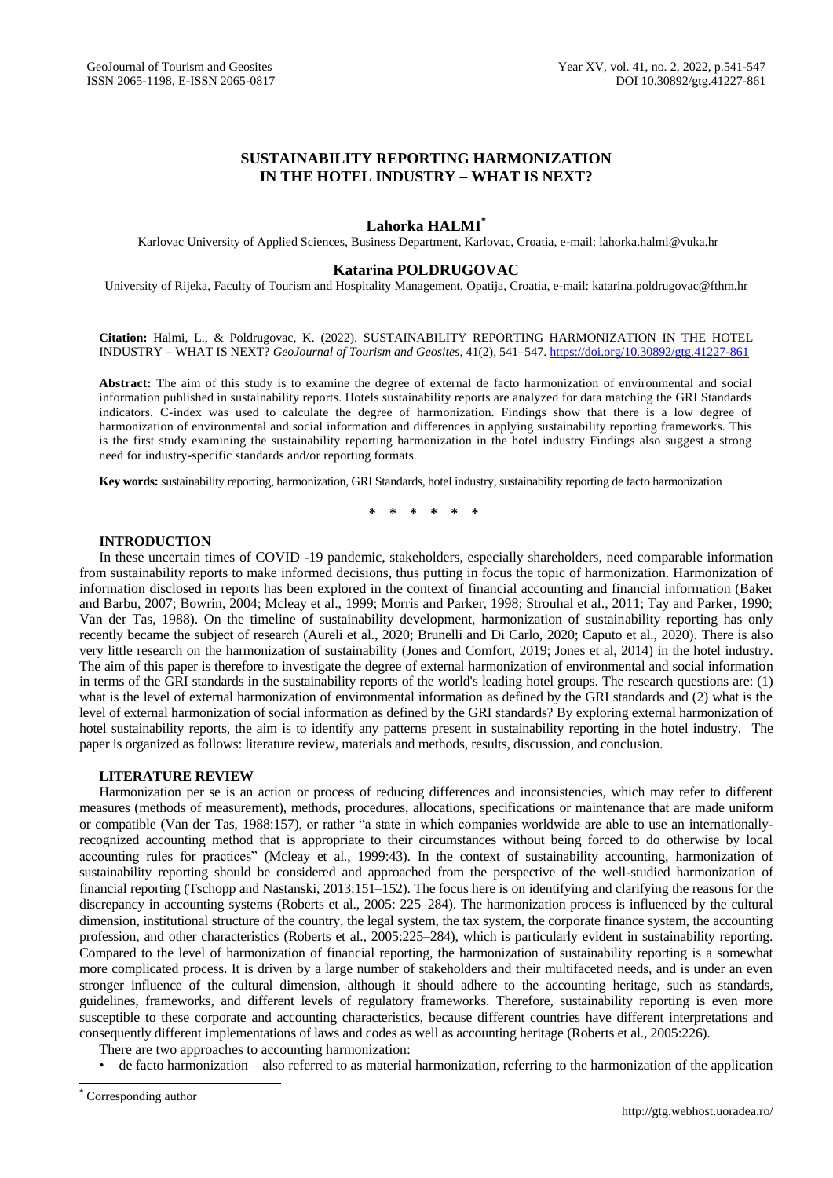# SUSTAINABILITY REPORTING HARMONIZATION IN THE HOTEL INDUSTRY – WHAT IS NEXT?

**Lahorka HALMI**[*]

Karlovac University of Applied Sciences, Business Department, Karlovac, Croatia, e-mail: lahorka.halmi@vuka.hr

**Katarina POLDRUGOVAC**

University of Rijeka, Faculty of Tourism and Hospitality Management, Opatija, Croatia, e-mail: katarina.poldrugovac@fthm.hr

**Citation:** Halmi, L., & Poldrugovac, K. (2022). SUSTAINABILITY REPORTING HARMONIZATION IN THE HOTEL INDUSTRY – WHAT IS NEXT? *GeoJournal of Tourism and Geosites*, 41(2), 541–547. https://doi.org/10.30892/gtg.41227-861

**Abstract:** The aim of this study is to examine the degree of external de facto harmonization of environmental and social information published in sustainability reports. Hotels sustainability reports are analyzed for data matching the GRI Standards indicators. C-index was used to calculate the degree of harmonization. Findings show that there is a low degree of harmonization of environmental and social information and differences in applying sustainability reporting frameworks. This is the first study examining the sustainability reporting harmonization in the hotel industry Findings also suggest a strong need for industry-specific standards and/or reporting formats.

**Key words:** sustainability reporting, harmonization, GRI Standards, hotel industry, sustainability reporting de facto harmonization

\* \* \* \* \* \*

## INTRODUCTION

In these uncertain times of COVID -19 pandemic, stakeholders, especially shareholders, need comparable information from sustainability reports to make informed decisions, thus putting in focus the topic of harmonization. Harmonization of information disclosed in reports has been explored in the context of financial accounting and financial information (Baker and Barbu, 2007; Bowrin, 2004; Mcleay et al., 1999; Morris and Parker, 1998; Strouhal et al., 2011; Tay and Parker, 1990; Van der Tas, 1988). On the timeline of sustainability development, harmonization of sustainability reporting has only recently became the subject of research (Aureli et al., 2020; Brunelli and Di Carlo, 2020; Caputo et al., 2020). There is also very little research on the harmonization of sustainability (Jones and Comfort, 2019; Jones et al, 2014) in the hotel industry. The aim of this paper is therefore to investigate the degree of external harmonization of environmental and social information in terms of the GRI standards in the sustainability reports of the world's leading hotel groups. The research questions are: (1) what is the level of external harmonization of environmental information as defined by the GRI standards and (2) what is the level of external harmonization of social information as defined by the GRI standards? By exploring external harmonization of hotel sustainability reports, the aim is to identify any patterns present in sustainability reporting in the hotel industry. The paper is organized as follows: literature review, materials and methods, results, discussion, and conclusion.

## LITERATURE REVIEW

Harmonization per se is an action or process of reducing differences and inconsistencies, which may refer to different measures (methods of measurement), methods, procedures, allocations, specifications or maintenance that are made uniform or compatible (Van der Tas, 1988:157), or rather "a state in which companies worldwide are able to use an internationally-recognized accounting method that is appropriate to their circumstances without being forced to do otherwise by local accounting rules for practices" (Mcleay et al., 1999:43). In the context of sustainability accounting, harmonization of sustainability reporting should be considered and approached from the perspective of the well-studied harmonization of financial reporting (Tschopp and Nastanski, 2013:151–152). The focus here is on identifying and clarifying the reasons for the discrepancy in accounting systems (Roberts et al., 2005: 225–284). The harmonization process is influenced by the cultural dimension, institutional structure of the country, the legal system, the tax system, the corporate finance system, the accounting profession, and other characteristics (Roberts et al., 2005:225–284), which is particularly evident in sustainability reporting. Compared to the level of harmonization of financial reporting, the harmonization of sustainability reporting is a somewhat more complicated process. It is driven by a large number of stakeholders and their multifaceted needs, and is under an even stronger influence of the cultural dimension, although it should adhere to the accounting heritage, such as standards, guidelines, frameworks, and different levels of regulatory frameworks. Therefore, sustainability reporting is even more susceptible to these corporate and accounting characteristics, because different countries have different interpretations and consequently different implementations of laws and codes as well as accounting heritage (Roberts et al., 2005:226).

There are two approaches to accounting harmonization:

- de facto harmonization – also referred to as material harmonization, referring to the harmonization of the application

[*] Corresponding author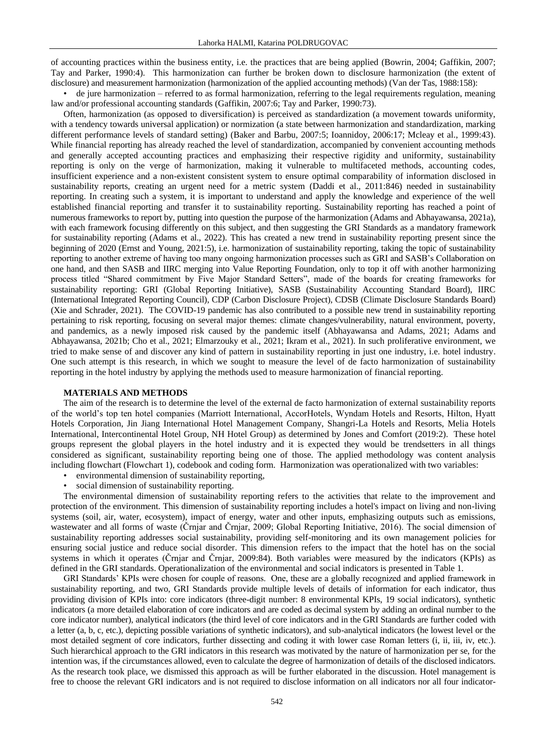of accounting practices within the business entity, i.e. the practices that are being applied (Bowrin, 2004; Gaffikin, 2007; Tay and Parker, 1990:4). This harmonization can further be broken down to disclosure harmonization (the extent of disclosure) and measurement harmonization (harmonization of the applied accounting methods) (Van der Tas, 1988:158):

- de jure harmonization – referred to as formal harmonization, referring to the legal requirements regulation, meaning law and/or professional accounting standards (Gaffikin, 2007:6; Tay and Parker, 1990:73).

Often, harmonization (as opposed to diversification) is perceived as standardization (a movement towards uniformity, with a tendency towards universal application) or normization (a state between harmonization and standardization, marking different performance levels of standard setting) (Baker and Barbu, 2007:5; Ioannidoy, 2006:17; Mcleay et al., 1999:43). While financial reporting has already reached the level of standardization, accompanied by convenient accounting methods and generally accepted accounting practices and emphasizing their respective rigidity and uniformity, sustainability reporting is only on the verge of harmonization, making it vulnerable to multifaceted methods, accounting codes, insufficient experience and a non-existent consistent system to ensure optimal comparability of information disclosed in sustainability reports, creating an urgent need for a metric system (Daddi et al., 2011:846) needed in sustainability reporting. In creating such a system, it is important to understand and apply the knowledge and experience of the well established financial reporting and transfer it to sustainability reporting. Sustainability reporting has reached a point of numerous frameworks to report by, putting into question the purpose of the harmonization (Adams and Abhayawansa, 2021a), with each framework focusing differently on this subject, and then suggesting the GRI Standards as a mandatory framework for sustainability reporting (Adams et al., 2022). This has created a new trend in sustainability reporting present since the beginning of 2020 (Ernst and Young, 2021:5), i.e. harmonization of sustainability reporting, taking the topic of sustainability reporting to another extreme of having too many ongoing harmonization processes such as GRI and SASB's Collaboration on one hand, and then SASB and IIRC merging into Value Reporting Foundation, only to top it off with another harmonizing process titled "Shared commitment by Five Major Standard Setters", made of the boards for creating frameworks for sustainability reporting: GRI (Global Reporting Initiative), SASB (Sustainability Accounting Standard Board), IIRC (International Integrated Reporting Council), CDP (Carbon Disclosure Project), CDSB (Climate Disclosure Standards Board) (Xie and Schrader, 2021). The COVID-19 pandemic has also contributed to a possible new trend in sustainability reporting pertaining to risk reporting, focusing on several major themes: climate changes/vulnerability, natural environment, poverty, and pandemics, as a newly imposed risk caused by the pandemic itself (Abhayawansa and Adams, 2021; Adams and Abhayawansa, 2021b; Cho et al., 2021; Elmarzouky et al., 2021; Ikram et al., 2021). In such proliferative environment, we tried to make sense of and discover any kind of pattern in sustainability reporting in just one industry, i.e. hotel industry. One such attempt is this research, in which we sought to measure the level of de facto harmonization of sustainability reporting in the hotel industry by applying the methods used to measure harmonization of financial reporting.

## MATERIALS AND METHODS

The aim of the research is to determine the level of the external de facto harmonization of external sustainability reports of the world's top ten hotel companies (Marriott International, AccorHotels, Wyndam Hotels and Resorts, Hilton, Hyatt Hotels Corporation, Jin Jiang International Hotel Management Company, Shangri-La Hotels and Resorts, Melia Hotels International, Intercontinental Hotel Group, NH Hotel Group) as determined by Jones and Comfort (2019:2). These hotel groups represent the global players in the hotel industry and it is expected they would be trendsetters in all things considered as significant, sustainability reporting being one of those. The applied methodology was content analysis including flowchart (Flowchart 1), codebook and coding form. Harmonization was operationalized with two variables:

- environmental dimension of sustainability reporting,
- social dimension of sustainability reporting.

The environmental dimension of sustainability reporting refers to the activities that relate to the improvement and protection of the environment. This dimension of sustainability reporting includes a hotel's impact on living and non-living systems (soil, air, water, ecosystem), impact of energy, water and other inputs, emphasizing outputs such as emissions, wastewater and all forms of waste (Črnjar and Črnjar, 2009; Global Reporting Initiative, 2016). The social dimension of sustainability reporting addresses social sustainability, providing self-monitoring and its own management policies for ensuring social justice and reduce social disorder. This dimension refers to the impact that the hotel has on the social systems in which it operates (Črnjar and Črnjar, 2009:84). Both variables were measured by the indicators (KPIs) as defined in the GRI standards. Operationalization of the environmental and social indicators is presented in Table 1.

GRI Standards' KPIs were chosen for couple of reasons. One, these are a globally recognized and applied framework in sustainability reporting, and two, GRI Standards provide multiple levels of details of information for each indicator, thus providing division of KPIs into: core indicators (three-digit number: 8 environmental KPIs, 19 social indicators), synthetic indicators (a more detailed elaboration of core indicators and are coded as decimal system by adding an ordinal number to the core indicator number), analytical indicators (the third level of core indicators and in the GRI Standards are further coded with a letter (a, b, c, etc.), depicting possible variations of synthetic indicators), and sub-analytical indicators (he lowest level or the most detailed segment of core indicators, further dissecting and coding it with lower case Roman letters (i, ii, iii, iv, etc.). Such hierarchical approach to the GRI indicators in this research was motivated by the nature of harmonization per se, for the intention was, if the circumstances allowed, even to calculate the degree of harmonization of details of the disclosed indicators. As the research took place, we dismissed this approach as will be further elaborated in the discussion. Hotel management is free to choose the relevant GRI indicators and is not required to disclose information on all indicators nor all four indicator-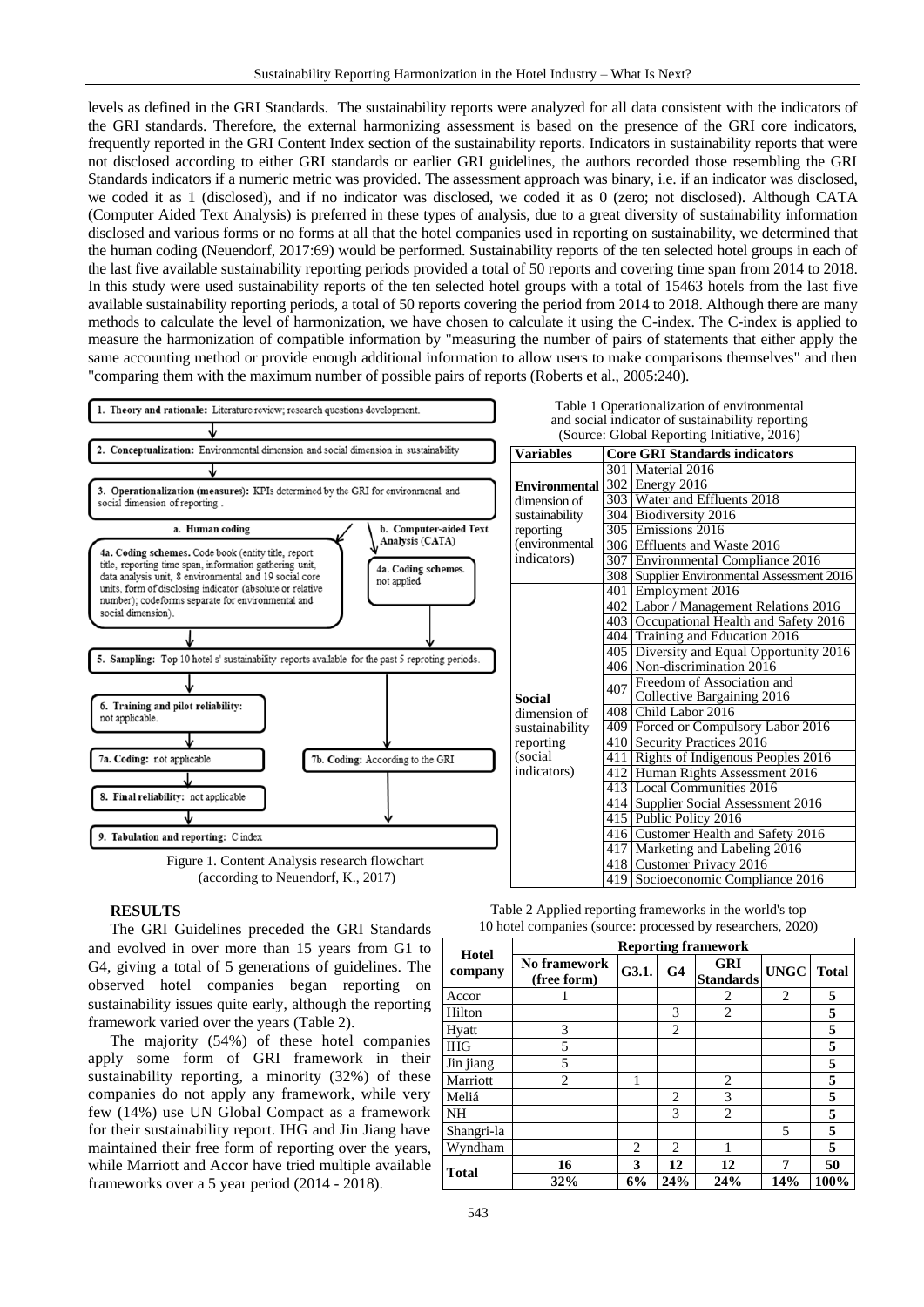levels as defined in the GRI Standards. The sustainability reports were analyzed for all data consistent with the indicators of the GRI standards. Therefore, the external harmonizing assessment is based on the presence of the GRI core indicators, frequently reported in the GRI Content Index section of the sustainability reports. Indicators in sustainability reports that were not disclosed according to either GRI standards or earlier GRI guidelines, the authors recorded those resembling the GRI Standards indicators if a numeric metric was provided. The assessment approach was binary, i.e. if an indicator was disclosed, we coded it as 1 (disclosed), and if no indicator was disclosed, we coded it as 0 (zero; not disclosed). Although CATA (Computer Aided Text Analysis) is preferred in these types of analysis, due to a great diversity of sustainability information disclosed and various forms or no forms at all that the hotel companies used in reporting on sustainability, we determined that the human coding (Neuendorf, 2017:69) would be performed. Sustainability reports of the ten selected hotel groups in each of the last five available sustainability reporting periods provided a total of 50 reports and covering time span from 2014 to 2018. In this study were used sustainability reports of the ten selected hotel groups with a total of 15463 hotels from the last five available sustainability reporting periods, a total of 50 reports covering the period from 2014 to 2018. Although there are many methods to calculate the level of harmonization, we have chosen to calculate it using the C-index. The C-index is applied to measure the harmonization of compatible information by "measuring the number of pairs of statements that either apply the same accounting method or provide enough additional information to allow users to make comparisons themselves" and then "comparing them with the maximum number of possible pairs of reports (Roberts et al., 2005:240).

1. **Theory and rationale:** Literature review; research questions development.
2. **Conceptualization:** Environmental dimension and social dimension in sustainability
3. **Operationalization (measures):** KPIs determined by the GRI for environmenal and social dimension of reporting .
   - a. Human coding
     - 4a. Coding schemes. Code book (entity title, report title, reporting time span, information gathering unit, data analysis unit, 8 environmental and 19 social core units, form of disclosing indicator (absolute or relative number); codeforms separate for environmental and social dimension).
   - b. Computer-aided Text Analysis (CATA)
     - 4a. Coding schemes. not applied
5. **Sampling:** Top 10 hotel s' sustainability reports available for the past 5 reproting periods.
6. **Training and pilot reliability:** not applicable.
7. 7a. **Coding:** not applicable / 7b. **Coding:** According to the GRI
8. **Final reliability:** not applicable
9. **Tabulation and reporting:** C index

Figure 1. Content Analysis research flowchart (according to Neuendorf, K., 2017)

Table 1 Operationalization of environmental and social indicator of sustainability reporting (Source: Global Reporting Initiative, 2016)

| Variables | Core GRI Standards indicators | |
|---|---|---|
| **Environmental** dimension of sustainability reporting (environmental indicators) | 301 | Material 2016 |
| | 302 | Energy 2016 |
| | 303 | Water and Effluents 2018 |
| | 304 | Biodiversity 2016 |
| | 305 | Emissions 2016 |
| | 306 | Effluents and Waste 2016 |
| | 307 | Environmental Compliance 2016 |
| | 308 | Supplier Environmental Assessment 2016 |
| **Social** dimension of sustainability reporting (social indicators) | 401 | Employment 2016 |
| | 402 | Labor / Management Relations 2016 |
| | 403 | Occupational Health and Safety 2016 |
| | 404 | Training and Education 2016 |
| | 405 | Diversity and Equal Opportunity 2016 |
| | 406 | Non-discrimination 2016 |
| | 407 | Freedom of Association and Collective Bargaining 2016 |
| | 408 | Child Labor 2016 |
| | 409 | Forced or Compulsory Labor 2016 |
| | 410 | Security Practices 2016 |
| | 411 | Rights of Indigenous Peoples 2016 |
| | 412 | Human Rights Assessment 2016 |
| | 413 | Local Communities 2016 |
| | 414 | Supplier Social Assessment 2016 |
| | 415 | Public Policy 2016 |
| | 416 | Customer Health and Safety 2016 |
| | 417 | Marketing and Labeling 2016 |
| | 418 | Customer Privacy 2016 |
| | 419 | Socioeconomic Compliance 2016 |

## RESULTS

The GRI Guidelines preceded the GRI Standards and evolved in over more than 15 years from G1 to G4, giving a total of 5 generations of guidelines. The observed hotel companies began reporting on sustainability issues quite early, although the reporting framework varied over the years (Table 2).

The majority (54%) of these hotel companies apply some form of GRI framework in their sustainability reporting, a minority (32%) of these companies do not apply any framework, while very few (14%) use UN Global Compact as a framework for their sustainability report. IHG and Jin Jiang have maintained their free form of reporting over the years, while Marriott and Accor have tried multiple available frameworks over a 5 year period (2014 - 2018).

Table 2 Applied reporting frameworks in the world's top 10 hotel companies (source: processed by researchers, 2020)

| Hotel company | Reporting framework | | | | | |
|---|---|---|---|---|---|---|
| | No framework (free form) | G3.1. | G4 | GRI Standards | UNGC | Total |
| Accor | 1 | | | 2 | 2 | **5** |
| Hilton | | | 3 | 2 | | **5** |
| Hyatt | 3 | | 2 | | | **5** |
| IHG | 5 | | | | | **5** |
| Jin jiang | 5 | | | | | **5** |
| Marriott | 2 | 1 | | 2 | | **5** |
| Meliá | | | 2 | 3 | | **5** |
| NH | | | 3 | 2 | | **5** |
| Shangri-la | | | | | 5 | **5** |
| Wyndham | | 2 | 2 | 1 | | **5** |
| **Total** | **16** | **3** | **12** | **12** | **7** | **50** |
| | **32%** | **6%** | **24%** | **24%** | **14%** | **100%** |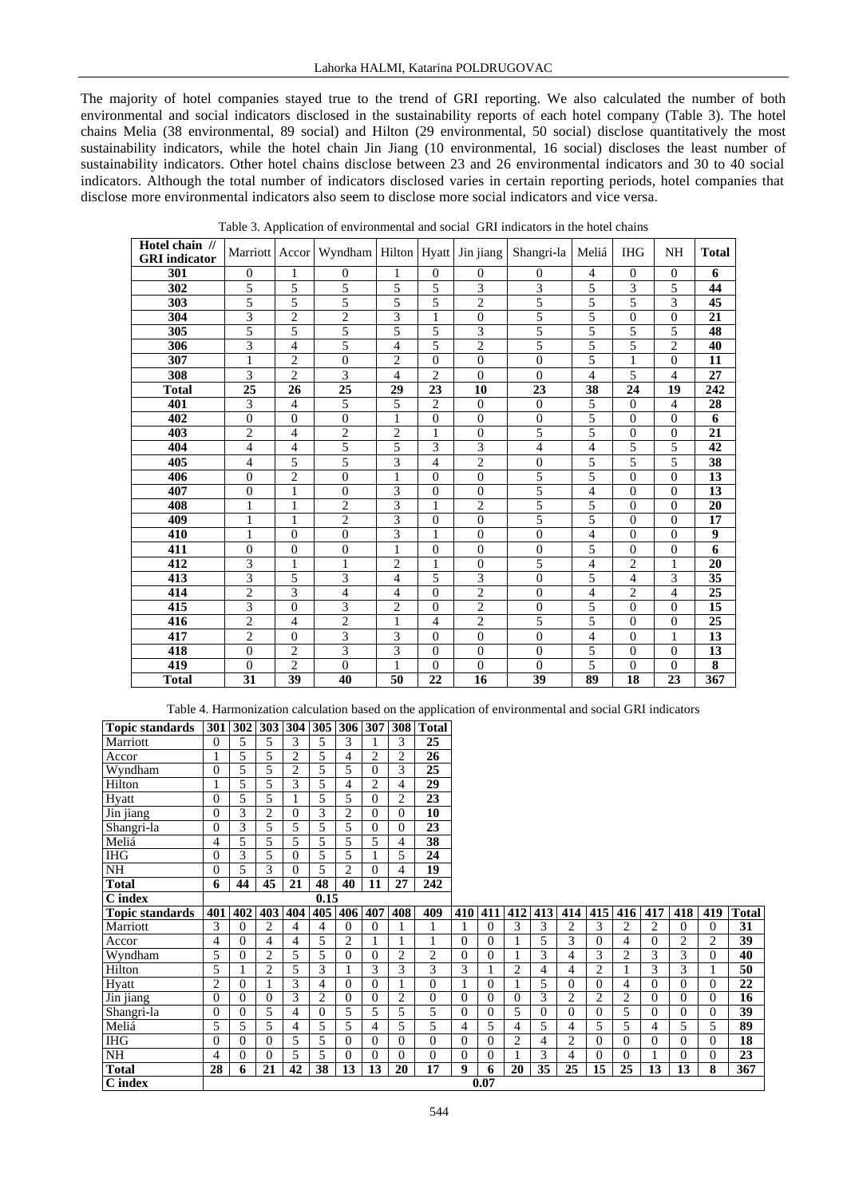The majority of hotel companies stayed true to the trend of GRI reporting. We also calculated the number of both environmental and social indicators disclosed in the sustainability reports of each hotel company (Table 3). The hotel chains Melia (38 environmental, 89 social) and Hilton (29 environmental, 50 social) disclose quantitatively the most sustainability indicators, while the hotel chain Jin Jiang (10 environmental, 16 social) discloses the least number of sustainability indicators. Other hotel chains disclose between 23 and 26 environmental indicators and 30 to 40 social indicators. Although the total number of indicators disclosed varies in certain reporting periods, hotel companies that disclose more environmental indicators also seem to disclose more social indicators and vice versa.

Table 3. Application of environmental and social GRI indicators in the hotel chains

| Hotel chain // GRI indicator | Marriott | Accor | Wyndham | Hilton | Hyatt | Jin jiang | Shangri-la | Meliá | IHG | NH | Total |
|---|---|---|---|---|---|---|---|---|---|---|---|
| **301** | 0 | 1 | 0 | 1 | 0 | 0 | 0 | 4 | 0 | 0 | **6** |
| **302** | 5 | 5 | 5 | 5 | 5 | 3 | 3 | 5 | 3 | 5 | **44** |
| **303** | 5 | 5 | 5 | 5 | 5 | 2 | 5 | 5 | 5 | 3 | **45** |
| **304** | 3 | 2 | 2 | 3 | 1 | 0 | 5 | 5 | 0 | 0 | **21** |
| **305** | 5 | 5 | 5 | 5 | 5 | 3 | 5 | 5 | 5 | 5 | **48** |
| **306** | 3 | 4 | 5 | 4 | 5 | 2 | 5 | 5 | 5 | 2 | **40** |
| **307** | 1 | 2 | 0 | 2 | 0 | 0 | 0 | 5 | 1 | 0 | **11** |
| **308** | 3 | 2 | 3 | 4 | 2 | 0 | 0 | 4 | 5 | 4 | **27** |
| **Total** | **25** | **26** | **25** | **29** | **23** | **10** | **23** | **38** | **24** | **19** | **242** |
| **401** | 3 | 4 | 5 | 5 | 2 | 0 | 0 | 5 | 0 | 4 | **28** |
| **402** | 0 | 0 | 0 | 1 | 0 | 0 | 0 | 5 | 0 | 0 | **6** |
| **403** | 2 | 4 | 2 | 2 | 1 | 0 | 5 | 5 | 0 | 0 | **21** |
| **404** | 4 | 4 | 5 | 5 | 3 | 3 | 4 | 4 | 5 | 5 | **42** |
| **405** | 4 | 5 | 5 | 3 | 4 | 2 | 0 | 5 | 5 | 5 | **38** |
| **406** | 0 | 2 | 0 | 1 | 0 | 0 | 5 | 5 | 0 | 0 | **13** |
| **407** | 0 | 1 | 0 | 3 | 0 | 0 | 5 | 4 | 0 | 0 | **13** |
| **408** | 1 | 1 | 2 | 3 | 1 | 2 | 5 | 5 | 0 | 0 | **20** |
| **409** | 1 | 1 | 2 | 3 | 0 | 0 | 5 | 5 | 0 | 0 | **17** |
| **410** | 1 | 0 | 0 | 3 | 1 | 0 | 0 | 4 | 0 | 0 | **9** |
| **411** | 0 | 0 | 0 | 1 | 0 | 0 | 0 | 5 | 0 | 0 | **6** |
| **412** | 3 | 1 | 1 | 2 | 1 | 0 | 5 | 4 | 2 | 1 | **20** |
| **413** | 3 | 5 | 3 | 4 | 5 | 3 | 0 | 5 | 4 | 3 | **35** |
| **414** | 2 | 3 | 4 | 4 | 0 | 2 | 0 | 4 | 2 | 4 | **25** |
| **415** | 3 | 0 | 3 | 2 | 0 | 2 | 0 | 5 | 0 | 0 | **15** |
| **416** | 2 | 4 | 2 | 1 | 4 | 2 | 5 | 5 | 0 | 0 | **25** |
| **417** | 2 | 0 | 3 | 3 | 0 | 0 | 0 | 4 | 0 | 1 | **13** |
| **418** | 0 | 2 | 3 | 3 | 0 | 0 | 0 | 5 | 0 | 0 | **13** |
| **419** | 0 | 2 | 0 | 1 | 0 | 0 | 0 | 5 | 0 | 0 | **8** |
| **Total** | **31** | **39** | **40** | **50** | **22** | **16** | **39** | **89** | **18** | **23** | **367** |

Table 4. Harmonization calculation based on the application of environmental and social GRI indicators

| Topic standards | 301 | 302 | 303 | 304 | 305 | 306 | 307 | 308 | Total |
|---|---|---|---|---|---|---|---|---|---|
| Marriott | 0 | 5 | 5 | 3 | 5 | 3 | 1 | 3 | **25** |
| Accor | 1 | 5 | 5 | 2 | 5 | 4 | 2 | 2 | **26** |
| Wyndham | 0 | 5 | 5 | 2 | 5 | 5 | 0 | 3 | **25** |
| Hilton | 1 | 5 | 5 | 3 | 5 | 4 | 2 | 4 | **29** |
| Hyatt | 0 | 5 | 5 | 1 | 5 | 5 | 0 | 2 | **23** |
| Jin jiang | 0 | 3 | 2 | 0 | 3 | 2 | 0 | 0 | **10** |
| Shangri-la | 0 | 3 | 5 | 5 | 5 | 5 | 0 | 0 | **23** |
| Meliá | 4 | 5 | 5 | 5 | 5 | 5 | 5 | 4 | **38** |
| IHG | 0 | 3 | 5 | 0 | 5 | 5 | 1 | 5 | **24** |
| NH | 0 | 5 | 3 | 0 | 5 | 2 | 0 | 4 | **19** |
| **Total** | **6** | **44** | **45** | **21** | **48** | **40** | **11** | **27** | **242** |
| **C index** | | | | | **0.15** | | | | |

| Topic standards | 401 | 402 | 403 | 404 | 405 | 406 | 407 | 408 | 409 | 410 | 411 | 412 | 413 | 414 | 415 | 416 | 417 | 418 | 419 | Total |
|---|---|---|---|---|---|---|---|---|---|---|---|---|---|---|---|---|---|---|---|---|
| Marriott | 3 | 0 | 2 | 4 | 4 | 0 | 0 | 1 | 1 | 1 | 0 | 3 | 3 | 2 | 3 | 2 | 2 | 0 | 0 | **31** |
| Accor | 4 | 0 | 4 | 4 | 5 | 2 | 1 | 1 | 1 | 0 | 0 | 1 | 5 | 3 | 0 | 4 | 0 | 2 | 2 | **39** |
| Wyndham | 5 | 0 | 2 | 5 | 5 | 0 | 0 | 2 | 2 | 0 | 0 | 1 | 3 | 4 | 3 | 2 | 3 | 3 | 0 | **40** |
| Hilton | 5 | 1 | 2 | 5 | 3 | 1 | 3 | 3 | 3 | 3 | 1 | 2 | 4 | 4 | 2 | 1 | 3 | 3 | 1 | **50** |
| Hyatt | 2 | 0 | 1 | 3 | 4 | 0 | 0 | 1 | 0 | 1 | 0 | 1 | 5 | 0 | 0 | 4 | 0 | 0 | 0 | **22** |
| Jin jiang | 0 | 0 | 0 | 3 | 2 | 0 | 0 | 2 | 0 | 0 | 0 | 0 | 3 | 2 | 2 | 2 | 0 | 0 | 0 | **16** |
| Shangri-la | 0 | 0 | 5 | 4 | 0 | 5 | 5 | 5 | 5 | 0 | 0 | 5 | 0 | 0 | 0 | 5 | 0 | 0 | 0 | **39** |
| Meliá | 5 | 5 | 5 | 4 | 5 | 5 | 4 | 5 | 5 | 4 | 5 | 4 | 5 | 4 | 5 | 5 | 4 | 5 | 5 | **89** |
| IHG | 0 | 0 | 0 | 5 | 5 | 0 | 0 | 0 | 0 | 0 | 0 | 2 | 4 | 2 | 0 | 0 | 0 | 0 | 0 | **18** |
| NH | 4 | 0 | 0 | 5 | 5 | 0 | 0 | 0 | 0 | 0 | 0 | 1 | 3 | 4 | 0 | 0 | 1 | 0 | 0 | **23** |
| **Total** | **28** | **6** | **21** | **42** | **38** | **13** | **13** | **20** | **17** | **9** | **6** | **20** | **35** | **25** | **15** | **25** | **13** | **13** | **8** | **367** |
| **C index** | | | | | | | | | | | **0.07** | | | | | | | | | |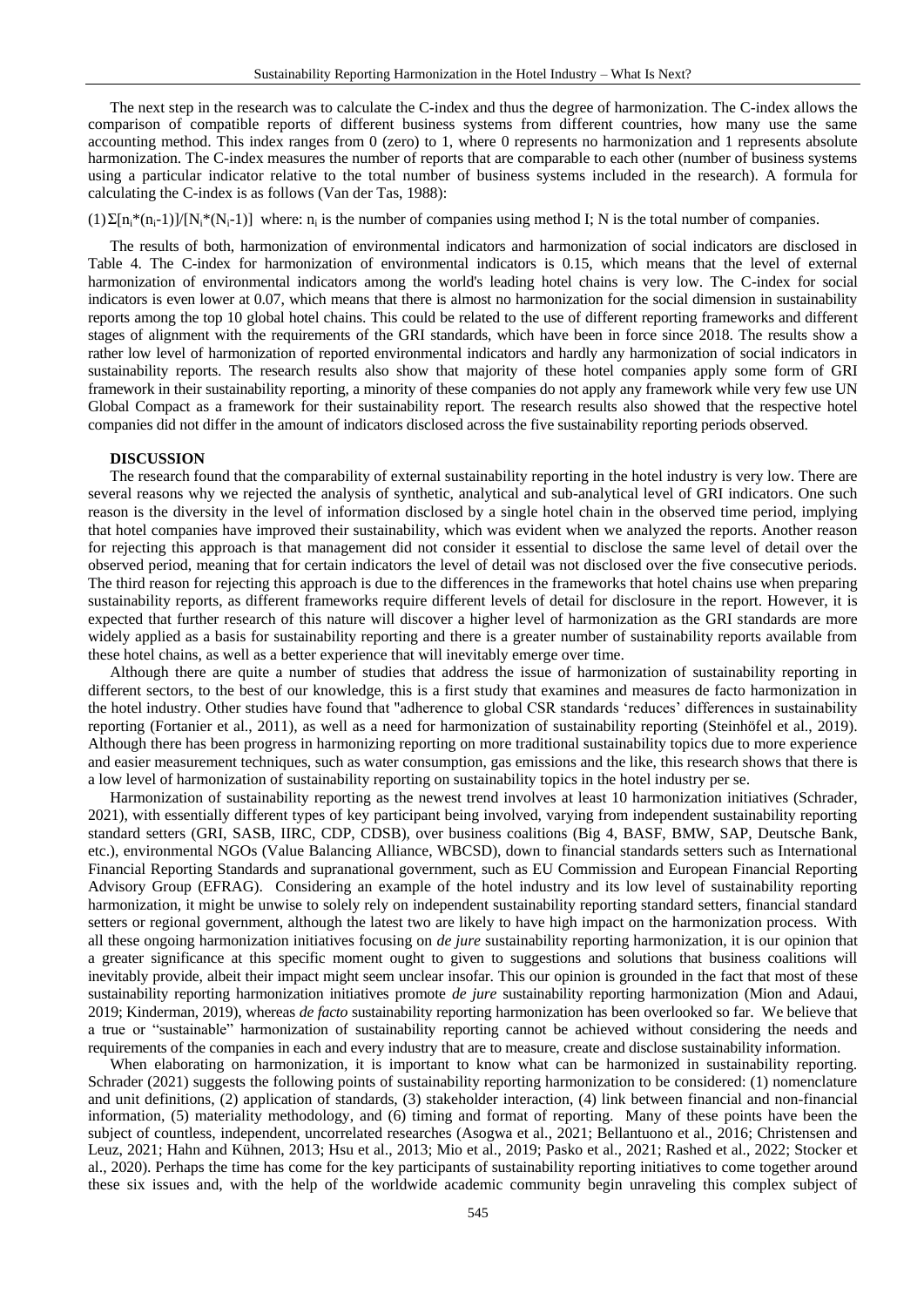The next step in the research was to calculate the C-index and thus the degree of harmonization. The C-index allows the comparison of compatible reports of different business systems from different countries, how many use the same accounting method. This index ranges from 0 (zero) to 1, where 0 represents no harmonization and 1 represents absolute harmonization. The C-index measures the number of reports that are comparable to each other (number of business systems using a particular indicator relative to the total number of business systems included in the research). A formula for calculating the C-index is as follows (Van der Tas, 1988):

(1) $\Sigma[n_i*(n_i-1)]/[N_i*(N_i-1)]$ where: $n_i$ is the number of companies using method I; N is the total number of companies.

The results of both, harmonization of environmental indicators and harmonization of social indicators are disclosed in Table 4. The C-index for harmonization of environmental indicators is 0.15, which means that the level of external harmonization of environmental indicators among the world's leading hotel chains is very low. The C-index for social indicators is even lower at 0.07, which means that there is almost no harmonization for the social dimension in sustainability reports among the top 10 global hotel chains. This could be related to the use of different reporting frameworks and different stages of alignment with the requirements of the GRI standards, which have been in force since 2018. The results show a rather low level of harmonization of reported environmental indicators and hardly any harmonization of social indicators in sustainability reports. The research results also show that majority of these hotel companies apply some form of GRI framework in their sustainability reporting, a minority of these companies do not apply any framework while very few use UN Global Compact as a framework for their sustainability report. The research results also showed that the respective hotel companies did not differ in the amount of indicators disclosed across the five sustainability reporting periods observed.

## DISCUSSION

The research found that the comparability of external sustainability reporting in the hotel industry is very low. There are several reasons why we rejected the analysis of synthetic, analytical and sub-analytical level of GRI indicators. One such reason is the diversity in the level of information disclosed by a single hotel chain in the observed time period, implying that hotel companies have improved their sustainability, which was evident when we analyzed the reports. Another reason for rejecting this approach is that management did not consider it essential to disclose the same level of detail over the observed period, meaning that for certain indicators the level of detail was not disclosed over the five consecutive periods. The third reason for rejecting this approach is due to the differences in the frameworks that hotel chains use when preparing sustainability reports, as different frameworks require different levels of detail for disclosure in the report. However, it is expected that further research of this nature will discover a higher level of harmonization as the GRI standards are more widely applied as a basis for sustainability reporting and there is a greater number of sustainability reports available from these hotel chains, as well as a better experience that will inevitably emerge over time.

Although there are quite a number of studies that address the issue of harmonization of sustainability reporting in different sectors, to the best of our knowledge, this is a first study that examines and measures de facto harmonization in the hotel industry. Other studies have found that "adherence to global CSR standards 'reduces' differences in sustainability reporting (Fortanier et al., 2011), as well as a need for harmonization of sustainability reporting (Steinhöfel et al., 2019). Although there has been progress in harmonizing reporting on more traditional sustainability topics due to more experience and easier measurement techniques, such as water consumption, gas emissions and the like, this research shows that there is a low level of harmonization of sustainability reporting on sustainability topics in the hotel industry per se.

Harmonization of sustainability reporting as the newest trend involves at least 10 harmonization initiatives (Schrader, 2021), with essentially different types of key participant being involved, varying from independent sustainability reporting standard setters (GRI, SASB, IIRC, CDP, CDSB), over business coalitions (Big 4, BASF, BMW, SAP, Deutsche Bank, etc.), environmental NGOs (Value Balancing Alliance, WBCSD), down to financial standards setters such as International Financial Reporting Standards and supranational government, such as EU Commission and European Financial Reporting Advisory Group (EFRAG). Considering an example of the hotel industry and its low level of sustainability reporting harmonization, it might be unwise to solely rely on independent sustainability reporting standard setters, financial standard setters or regional government, although the latest two are likely to have high impact on the harmonization process. With all these ongoing harmonization initiatives focusing on *de jure* sustainability reporting harmonization, it is our opinion that a greater significance at this specific moment ought to given to suggestions and solutions that business coalitions will inevitably provide, albeit their impact might seem unclear insofar. This our opinion is grounded in the fact that most of these sustainability reporting harmonization initiatives promote *de jure* sustainability reporting harmonization (Mion and Adaui, 2019; Kinderman, 2019), whereas *de facto* sustainability reporting harmonization has been overlooked so far. We believe that a true or "sustainable" harmonization of sustainability reporting cannot be achieved without considering the needs and requirements of the companies in each and every industry that are to measure, create and disclose sustainability information.

When elaborating on harmonization, it is important to know what can be harmonized in sustainability reporting. Schrader (2021) suggests the following points of sustainability reporting harmonization to be considered: (1) nomenclature and unit definitions, (2) application of standards, (3) stakeholder interaction, (4) link between financial and non-financial information, (5) materiality methodology, and (6) timing and format of reporting. Many of these points have been the subject of countless, independent, uncorrelated researches (Asogwa et al., 2021; Bellantuono et al., 2016; Christensen and Leuz, 2021; Hahn and Kühnen, 2013; Hsu et al., 2013; Mio et al., 2019; Pasko et al., 2021; Rashed et al., 2022; Stocker et al., 2020). Perhaps the time has come for the key participants of sustainability reporting initiatives to come together around these six issues and, with the help of the worldwide academic community begin unraveling this complex subject of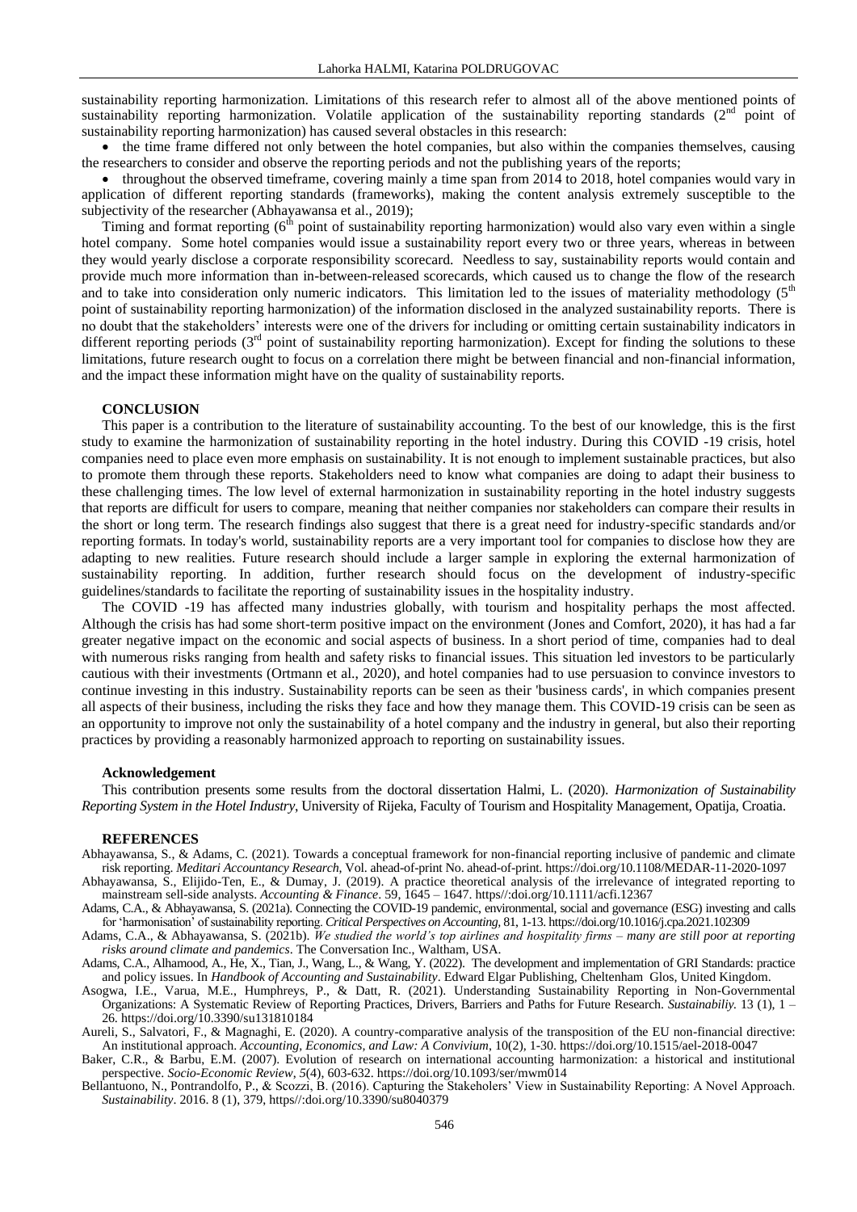sustainability reporting harmonization. Limitations of this research refer to almost all of the above mentioned points of sustainability reporting harmonization. Volatile application of the sustainability reporting standards (2nd point of sustainability reporting harmonization) has caused several obstacles in this research:

- the time frame differed not only between the hotel companies, but also within the companies themselves, causing the researchers to consider and observe the reporting periods and not the publishing years of the reports;
- throughout the observed timeframe, covering mainly a time span from 2014 to 2018, hotel companies would vary in application of different reporting standards (frameworks), making the content analysis extremely susceptible to the subjectivity of the researcher (Abhayawansa et al., 2019);

Timing and format reporting (6th point of sustainability reporting harmonization) would also vary even within a single hotel company. Some hotel companies would issue a sustainability report every two or three years, whereas in between they would yearly disclose a corporate responsibility scorecard. Needless to say, sustainability reports would contain and provide much more information than in-between-released scorecards, which caused us to change the flow of the research and to take into consideration only numeric indicators. This limitation led to the issues of materiality methodology (5th point of sustainability reporting harmonization) of the information disclosed in the analyzed sustainability reports. There is no doubt that the stakeholders' interests were one of the drivers for including or omitting certain sustainability indicators in different reporting periods (3rd point of sustainability reporting harmonization). Except for finding the solutions to these limitations, future research ought to focus on a correlation there might be between financial and non-financial information, and the impact these information might have on the quality of sustainability reports.

## CONCLUSION

This paper is a contribution to the literature of sustainability accounting. To the best of our knowledge, this is the first study to examine the harmonization of sustainability reporting in the hotel industry. During this COVID -19 crisis, hotel companies need to place even more emphasis on sustainability. It is not enough to implement sustainable practices, but also to promote them through these reports. Stakeholders need to know what companies are doing to adapt their business to these challenging times. The low level of external harmonization in sustainability reporting in the hotel industry suggests that reports are difficult for users to compare, meaning that neither companies nor stakeholders can compare their results in the short or long term. The research findings also suggest that there is a great need for industry-specific standards and/or reporting formats. In today's world, sustainability reports are a very important tool for companies to disclose how they are adapting to new realities. Future research should include a larger sample in exploring the external harmonization of sustainability reporting. In addition, further research should focus on the development of industry-specific guidelines/standards to facilitate the reporting of sustainability issues in the hospitality industry.

The COVID -19 has affected many industries globally, with tourism and hospitality perhaps the most affected. Although the crisis has had some short-term positive impact on the environment (Jones and Comfort, 2020), it has had a far greater negative impact on the economic and social aspects of business. In a short period of time, companies had to deal with numerous risks ranging from health and safety risks to financial issues. This situation led investors to be particularly cautious with their investments (Ortmann et al., 2020), and hotel companies had to use persuasion to convince investors to continue investing in this industry. Sustainability reports can be seen as their 'business cards', in which companies present all aspects of their business, including the risks they face and how they manage them. This COVID-19 crisis can be seen as an opportunity to improve not only the sustainability of a hotel company and the industry in general, but also their reporting practices by providing a reasonably harmonized approach to reporting on sustainability issues.

### Acknowledgement

This contribution presents some results from the doctoral dissertation Halmi, L. (2020). *Harmonization of Sustainability Reporting System in the Hotel Industry*, University of Rijeka, Faculty of Tourism and Hospitality Management, Opatija, Croatia.

## REFERENCES

Abhayawansa, S., & Adams, C. (2021). Towards a conceptual framework for non-financial reporting inclusive of pandemic and climate risk reporting. *Meditari Accountancy Research*, Vol. ahead-of-print No. ahead-of-print. https://doi.org/10.1108/MEDAR-11-2020-1097

Abhayawansa, S., Elijido-Ten, E., & Dumay, J. (2019). A practice theoretical analysis of the irrelevance of integrated reporting to mainstream sell-side analysts. *Accounting & Finance*. 59, 1645 – 1647. https//:doi.org/10.1111/acfi.12367

Adams, C.A., & Abhayawansa, S. (2021a). Connecting the COVID-19 pandemic, environmental, social and governance (ESG) investing and calls for 'harmonisation' of sustainability reporting. *Critical Perspectives on Accounting*, 81, 1-13. https://doi.org/10.1016/j.cpa.2021.102309

Adams, C.A., & Abhayawansa, S. (2021b). *We studied the world's top airlines and hospitality firms – many are still poor at reporting risks around climate and pandemics*. The Conversation Inc., Waltham, USA.

Adams, C.A., Alhamood, A., He, X., Tian, J., Wang, L., & Wang, Y. (2022). The development and implementation of GRI Standards: practice and policy issues. In *Handbook of Accounting and Sustainability*. Edward Elgar Publishing, Cheltenham Glos, United Kingdom.

Asogwa, I.E., Varua, M.E., Humphreys, P., & Datt, R. (2021). Understanding Sustainability Reporting in Non-Governmental Organizations: A Systematic Review of Reporting Practices, Drivers, Barriers and Paths for Future Research. *Sustainabiliy.* 13 (1), 1 – 26. https://doi.org/10.3390/su131810184

Aureli, S., Salvatori, F., & Magnaghi, E. (2020). A country-comparative analysis of the transposition of the EU non-financial directive: An institutional approach. *Accounting, Economics, and Law: A Convivium*, 10(2), 1-30. https://doi.org/10.1515/ael-2018-0047

Baker, C.R., & Barbu, E.M. (2007). Evolution of research on international accounting harmonization: a historical and institutional perspective. *Socio-Economic Review, 5*(4), 603-632. https://doi.org/10.1093/ser/mwm014

Bellantuono, N., Pontrandolfo, P., & Scozzi, B. (2016). Capturing the Stakeholers' View in Sustainability Reporting: A Novel Approach. *Sustainability*. 2016. 8 (1), 379, https//:doi.org/10.3390/su8040379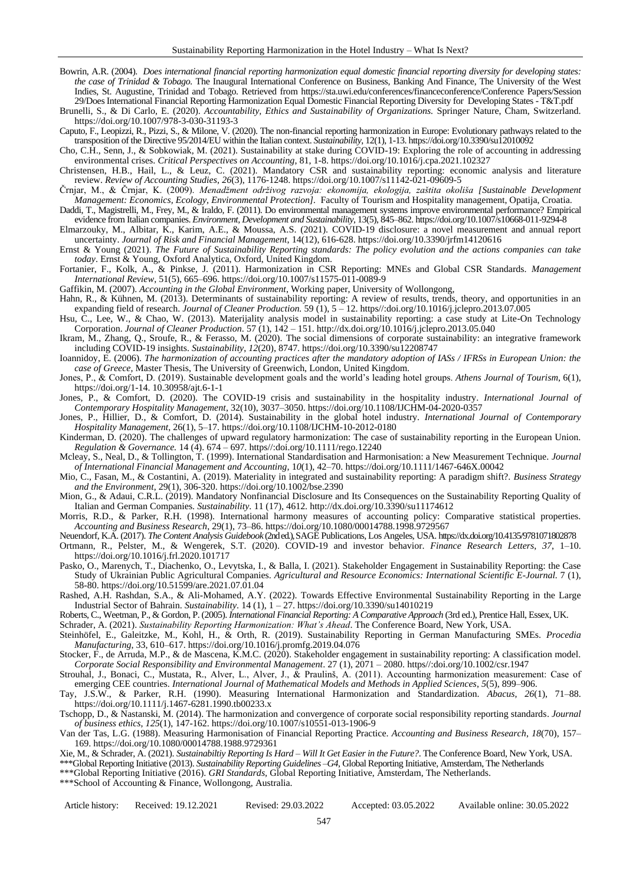Bowrin, A.R. (2004). *Does international financial reporting harmonization equal domestic financial reporting diversity for developing states: the case of Trinidad & Tobago.* The Inaugural International Conference on Business, Banking And Finance, The University of the West Indies, St. Augustine, Trinidad and Tobago. Retrieved from https://sta.uwi.edu/conferences/financeconference/Conference Papers/Session 29/Does International Financial Reporting Harmonization Equal Domestic Financial Reporting Diversity for Developing States - T&T.pdf

Brunelli, S., & Di Carlo, E. (2020). *Accountability, Ethics and Sustainability of Organizations.* Springer Nature, Cham, Switzerland. https://doi.org/10.1007/978-3-030-31193-3

Caputo, F., Leopizzi, R., Pizzi, S., & Milone, V. (2020). The non-financial reporting harmonization in Europe: Evolutionary pathways related to the transposition of the Directive 95/2014/EU within the Italian context. *Sustainability*, 12(1), 1-13. https://doi.org/10.3390/su12010092

Cho, C.H., Senn, J., & Sobkowiak, M. (2021). Sustainability at stake during COVID-19: Exploring the role of accounting in addressing environmental crises. *Critical Perspectives on Accounting*, 81, 1-8. https://doi.org/10.1016/j.cpa.2021.102327

Christensen, H.B., Hail, L., & Leuz, C. (2021). Mandatory CSR and sustainability reporting: economic analysis and literature review. *Review of Accounting Studies*, *26*(3), 1176-1248. https://doi.org/10.1007/s11142-021-09609-5

Črnjar, M., & Črnjar, K. (2009). *Menadžment održivog razvoja: ekonomija, ekologija, zaštita okoliša [Sustainable Development Management: Economics, Ecology, Environmental Protection].* Faculty of Tourism and Hospitality management, Opatija, Croatia.

Daddi, T., Magistrelli, M., Frey, M., & Iraldo, F. (2011). Do environmental management systems improve environmental performance? Empirical evidence from Italian companies. *Environment, Development and Sustainability*, 13(5), 845–862. https://doi.org/10.1007/s10668-011-9294-8

Elmarzouky, M., Albitar, K., Karim, A.E., & Moussa, A.S. (2021). COVID-19 disclosure: a novel measurement and annual report uncertainty. *Journal of Risk and Financial Management*, 14(12), 616-628. https://doi.org/10.3390/jrfm14120616

Ernst & Young (2021). *The Future of Sustainability Reporting standards: The policy evolution and the actions companies can take today*. Ernst & Young, Oxford Analytica, Oxford, United Kingdom.

Fortanier, F., Kolk, A., & Pinkse, J. (2011). Harmonization in CSR Reporting: MNEs and Global CSR Standards. *Management International Review*, 51(5), 665–696. https://doi.org/10.1007/s11575-011-0089-9

Gaffikin, M. (2007). *Accounting in the Global Environment*, Working paper, University of Wollongong,

Hahn, R., & Kühnen, M. (2013). Determinants of sustainability reporting: A review of results, trends, theory, and opportunities in an expanding field of research. *Journal of Cleaner Production.* 59 (1), 5 – 12. https//:doi.org/10.1016/j.jclepro.2013.07.005

Hsu, C., Lee, W., & Chao, W. (2013). Materijality analysis model in sustainability reporting: a case study at Lite-On Technology Corporation. *Journal of Cleaner Production*. 57 (1), 142 – 151. http://dx.doi.org/10.1016/j.jclepro.2013.05.040

Ikram, M., Zhang, Q., Sroufe, R., & Ferasso, M. (2020). The social dimensions of corporate sustainability: an integrative framework including COVID-19 insights. *Sustainability*, *12*(20), 8747. https://doi.org/10.3390/su12208747

Ioannidoy, E. (2006). *The harmonization of accounting practices after the mandatory adoption of IASs / IFRSs in European Union: the case of Greece*, Master Thesis, The University of Greenwich, London, United Kingdom.

Jones, P., & Comfort, D. (2019). Sustainable development goals and the world's leading hotel groups. *Athens Journal of Tourism*, 6(1), https://doi.org/1-14. 10.30958/ajt.6-1-1

Jones, P., & Comfort, D. (2020). The COVID-19 crisis and sustainability in the hospitality industry. *International Journal of Contemporary Hospitality Management*, 32(10), 3037–3050. https://doi.org/10.1108/IJCHM-04-2020-0357

Jones, P., Hillier, D., & Comfort, D. (2014). Sustainability in the global hotel industry. *International Journal of Contemporary Hospitality Management*, 26(1), 5–17. https://doi.org/10.1108/IJCHM-10-2012-0180

Kinderman, D. (2020). The challenges of upward regulatory harmonization: The case of sustainability reporting in the European Union. *Regulation & Governance.* 14 (4). 674 – 697. https//:doi.org/10.1111/rego.12240

Mcleay, S., Neal, D., & Tollington, T. (1999). International Standardisation and Harmonisation: a New Measurement Technique. *Journal of International Financial Management and Accounting*, 10(1), 42–70. https://doi.org/10.1111/1467-646X.00042

Mio, C., Fasan, M., & Costantini, A. (2019). Materiality in integrated and sustainability reporting: A paradigm shift?. *Business Strategy and the Environment*, 29(1), 306-320. https://doi.org/10.1002/bse.2390

Mion, G., & Adaui, C.R.L. (2019). Mandatory Nonfinancial Disclosure and Its Consequences on the Sustainability Reporting Quality of Italian and German Companies. *Sustainability*. 11 (17), 4612. http://dx.doi.org/10.3390/su11174612

Morris, R.D., & Parker, R.H. (1998). International harmony measures of accounting policy: Comparative statistical properties. *Accounting and Business Research*, 29(1), 73–86. https://doi.org/10.1080/00014788.1998.9729567

Neuendorf, K.A. (2017). *The Content Analysis Guidebook* (2nd ed.), SAGE Publications, Los Angeles, USA. https://dx.doi.org/10.4135/9781071802878

Ortmann, R., Pelster, M., & Wengerek, S.T. (2020). COVID-19 and investor behavior. *Finance Research Letters*, *37*, 1–10. https://doi.org/10.1016/j.frl.2020.101717

Pasko, O., Marenych, T., Diachenko, O., Levytska, I., & Balla, I. (2021). Stakeholder Engagement in Sustainability Reporting: the Case Study of Ukrainian Public Agricultural Companies. *Agricultural and Resource Economics: International Scientific E-Journal.* 7 (1), 58-80. https://doi.org/10.51599/are.2021.07.01.04

Rashed, A.H. Rashdan, S.A., & Ali-Mohamed, A.Y. (2022). Towards Effective Environmental Sustainability Reporting in the Large Industrial Sector of Bahrain. *Sustainability*. 14 (1), 1 – 27. https://doi.org/10.3390/su14010219

Roberts, C., Weetman, P., & Gordon, P. (2005). *International Financial Reporting: A Comparative Approach* (3rd ed.), Prentice Hall, Essex, UK.

Schrader, A. (2021). *Sustainability Reporting Harmonization: What's Ahead*. The Conference Board, New York, USA.

Steinhöfel, E., Galeitzke, M., Kohl, H., & Orth, R. (2019). Sustainability Reporting in German Manufacturing SMEs. *Procedia Manufacturing*, 33, 610–617. https://doi.org/10.1016/j.promfg.2019.04.076

Stocker, F., de Arruda, M.P., & de Mascena, K.M.C. (2020). Stakeholder engagement in sustainability reporting: A classification model. *Corporate Social Responsibility and Environmental Management*. 27 (1), 2071 – 2080. https//:doi.org/10.1002/csr.1947

Strouhal, J., Bonaci, C., Mustata, R., Alver, L., Alver, J., & Praulinš, A. (2011). Accounting harmonization measurement: Case of emerging CEE countries. *International Journal of Mathematical Models and Methods in Applied Sciences*, *5*(5), 899–906.

Tay, J.S.W., & Parker, R.H. (1990). Measuring International Harmonization and Standardization. *Abacus*, *26*(1), 71–88. https://doi.org/10.1111/j.1467-6281.1990.tb00233.x

Tschopp, D., & Nastanski, M. (2014). The harmonization and convergence of corporate social responsibility reporting standards. *Journal of business ethics*, *125*(1), 147-162. https://doi.org/10.1007/s10551-013-1906-9

Van der Tas, L.G. (1988). Measuring Harmonisation of Financial Reporting Practice. *Accounting and Business Research*, *18*(70), 157–169. https://doi.org/10.1080/00014788.1988.9729361

Xie, M., & Schrader, A. (2021). *Sustainabiltiy Reporting Is Hard – Will It Get Easier in the Future?*. The Conference Board, New York, USA.

***Global Reporting Initiative (2013). *Sustainability Reporting Guidelines –G4*, Global Reporting Initiative, Amsterdam, The Netherlands

***Global Reporting Initiative (2016). *GRI Standards*, Global Reporting Initiative, Amsterdam, The Netherlands.

***School of Accounting & Finance, Wollongong, Australia.

Article history: Received: 19.12.2021 Revised: 29.03.2022 Accepted: 03.05.2022 Available online: 30.05.2022